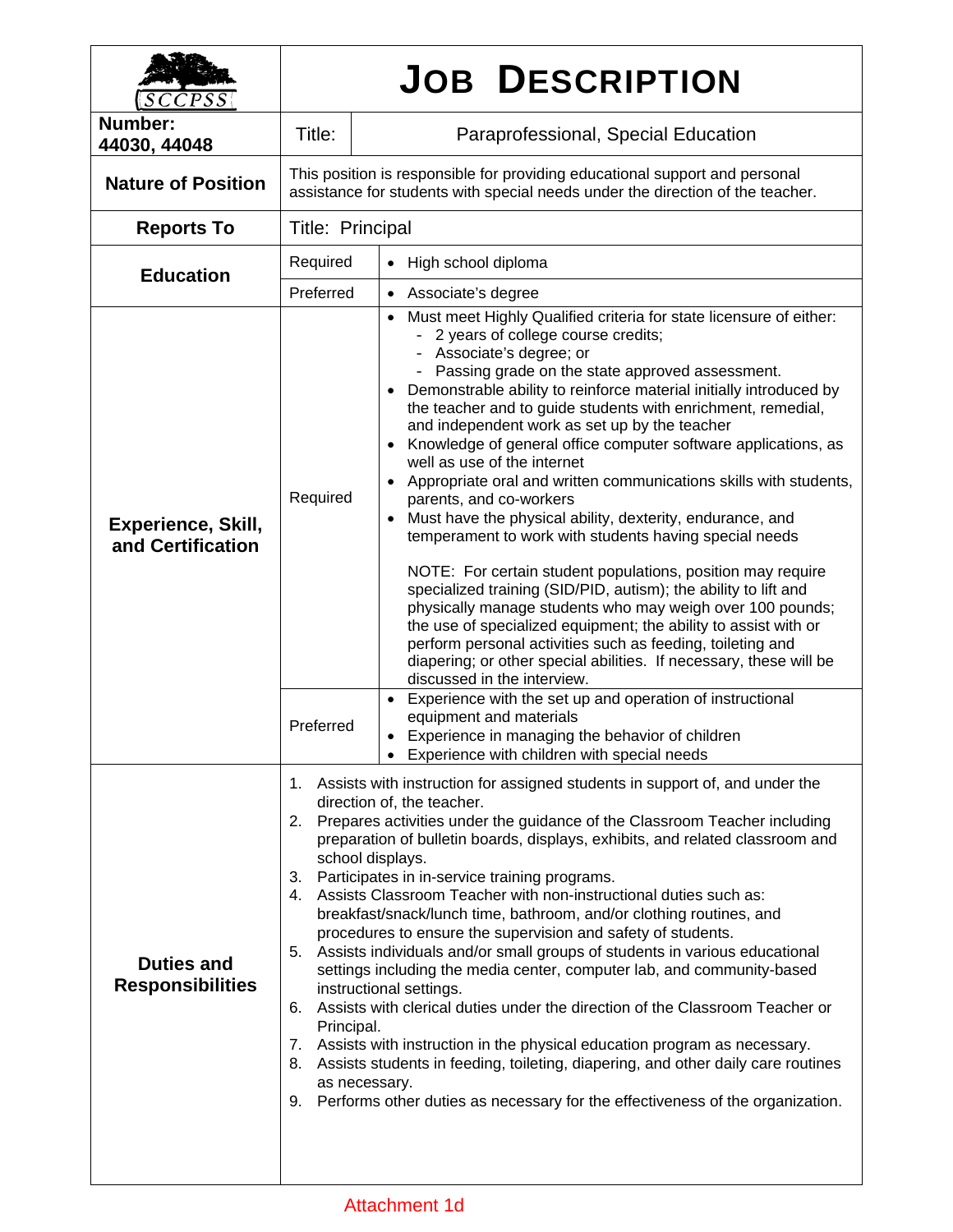# JOB DESCRIPTION

SCCPSS

| | | |
|---|---|---|
| **Number:** 44030, 44048 | Title: | Paraprofessional, Special Education |
| **Nature of Position** | This position is responsible for providing educational support and personal assistance for students with special needs under the direction of the teacher. | |
| **Reports To** | Title: Principal | |
| **Education** | Required | • High school diploma |
| | Preferred | • Associate's degree |
| **Experience, Skill, and Certification** | Required | • Must meet Highly Qualified criteria for state licensure of either:<br>- 2 years of college course credits;<br>- Associate's degree; or<br>- Passing grade on the state approved assessment.<br>• Demonstrable ability to reinforce material initially introduced by the teacher and to guide students with enrichment, remedial, and independent work as set up by the teacher<br>• Knowledge of general office computer software applications, as well as use of the internet<br>• Appropriate oral and written communications skills with students, parents, and co-workers<br>• Must have the physical ability, dexterity, endurance, and temperament to work with students having special needs<br><br>NOTE: For certain student populations, position may require specialized training (SID/PID, autism); the ability to lift and physically manage students who may weigh over 100 pounds; the use of specialized equipment; the ability to assist with or perform personal activities such as feeding, toileting and diapering; or other special abilities. If necessary, these will be discussed in the interview. |
| | Preferred | • Experience with the set up and operation of instructional equipment and materials<br>• Experience in managing the behavior of children<br>• Experience with children with special needs |
| **Duties and Responsibilities** | 1. Assists with instruction for assigned students in support of, and under the direction of, the teacher.<br>2. Prepares activities under the guidance of the Classroom Teacher including preparation of bulletin boards, displays, exhibits, and related classroom and school displays.<br>3. Participates in in-service training programs.<br>4. Assists Classroom Teacher with non-instructional duties such as: breakfast/snack/lunch time, bathroom, and/or clothing routines, and procedures to ensure the supervision and safety of students.<br>5. Assists individuals and/or small groups of students in various educational settings including the media center, computer lab, and community-based instructional settings.<br>6. Assists with clerical duties under the direction of the Classroom Teacher or Principal.<br>7. Assists with instruction in the physical education program as necessary.<br>8. Assists students in feeding, toileting, diapering, and other daily care routines as necessary.<br>9. Performs other duties as necessary for the effectiveness of the organization. | |

Attachment 1d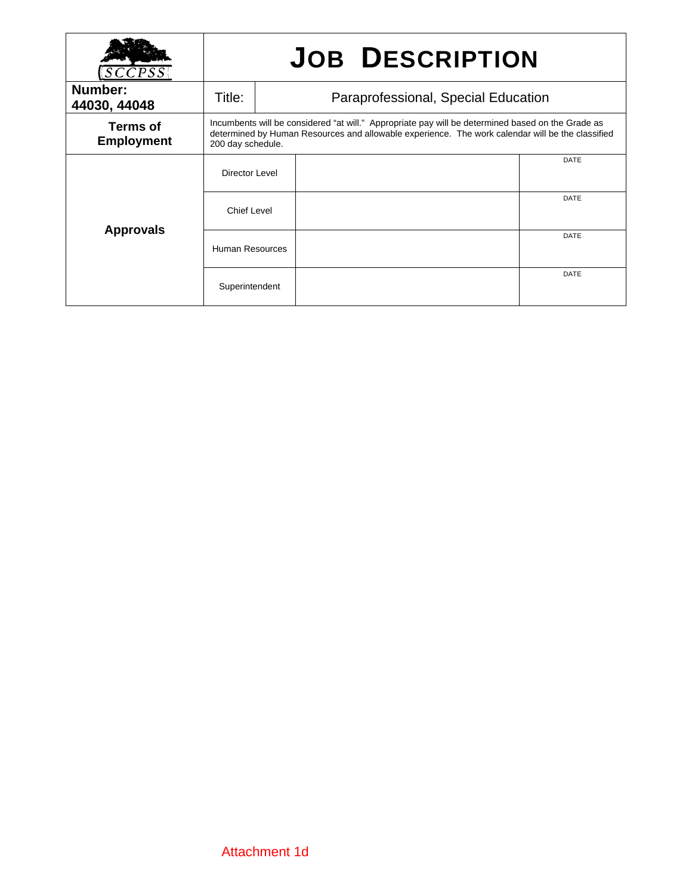| SCCPSS | JOB DESCRIPTION | | |
|---|---|---|---|
| **Number: 44030, 44048** | Title: | Paraprofessional, Special Education | |
| **Terms of Employment** | Incumbents will be considered "at will." Appropriate pay will be determined based on the Grade as determined by Human Resources and allowable experience. The work calendar will be the classified 200 day schedule. | | |
| **Approvals** | Director Level | | DATE |
| | Chief Level | | DATE |
| | Human Resources | | DATE |
| | Superintendent | | DATE |

Attachment 1d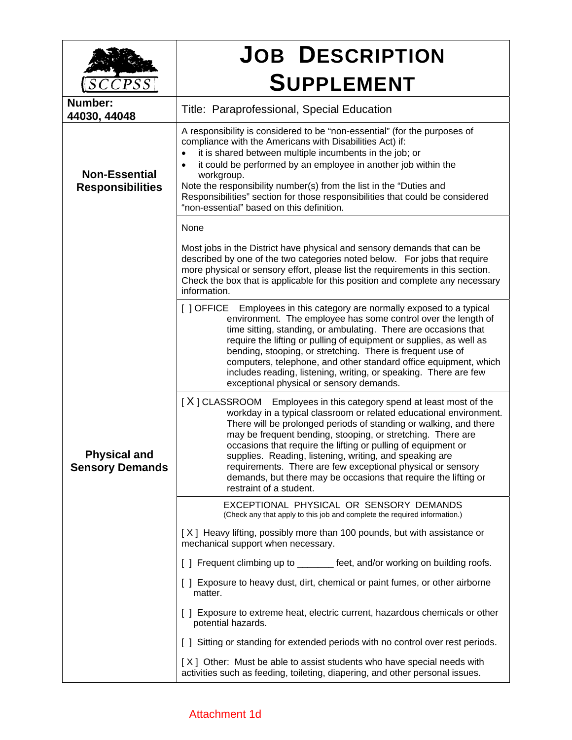# JOB DESCRIPTION SUPPLEMENT

SCCPSS

| | |
|---|---|
| **Number:** 44030, 44048 | Title: Paraprofessional, Special Education |
| **Non-Essential Responsibilities** | A responsibility is considered to be "non-essential" (for the purposes of compliance with the Americans with Disabilities Act) if:<br>• it is shared between multiple incumbents in the job; or<br>• it could be performed by an employee in another job within the workgroup.<br>Note the responsibility number(s) from the list in the "Duties and Responsibilities" section for those responsibilities that could be considered "non-essential" based on this definition. |
| | None |
| **Physical and Sensory Demands** | Most jobs in the District have physical and sensory demands that can be described by one of the two categories noted below. For jobs that require more physical or sensory effort, please list the requirements in this section. Check the box that is applicable for this position and complete any necessary information. |
| | [ ] OFFICE Employees in this category are normally exposed to a typical environment. The employee has some control over the length of time sitting, standing, or ambulating. There are occasions that require the lifting or pulling of equipment or supplies, as well as bending, stooping, or stretching. There is frequent use of computers, telephone, and other standard office equipment, which includes reading, listening, writing, or speaking. There are few exceptional physical or sensory demands. |
| | [ X ] CLASSROOM Employees in this category spend at least most of the workday in a typical classroom or related educational environment. There will be prolonged periods of standing or walking, and there may be frequent bending, stooping, or stretching. There are occasions that require the lifting or pulling of equipment or supplies. Reading, listening, writing, and speaking are requirements. There are few exceptional physical or sensory demands, but there may be occasions that require the lifting or restraint of a student. |
| | EXCEPTIONAL PHYSICAL OR SENSORY DEMANDS<br>(Check any that apply to this job and complete the required information.)<br><br>[ X ] Heavy lifting, possibly more than 100 pounds, but with assistance or mechanical support when necessary.<br><br>[ ] Frequent climbing up to _______ feet, and/or working on building roofs.<br><br>[ ] Exposure to heavy dust, dirt, chemical or paint fumes, or other airborne matter.<br><br>[ ] Exposure to extreme heat, electric current, hazardous chemicals or other potential hazards.<br><br>[ ] Sitting or standing for extended periods with no control over rest periods.<br><br>[ X ] Other: Must be able to assist students who have special needs with activities such as feeding, toileting, diapering, and other personal issues. |

Attachment 1d